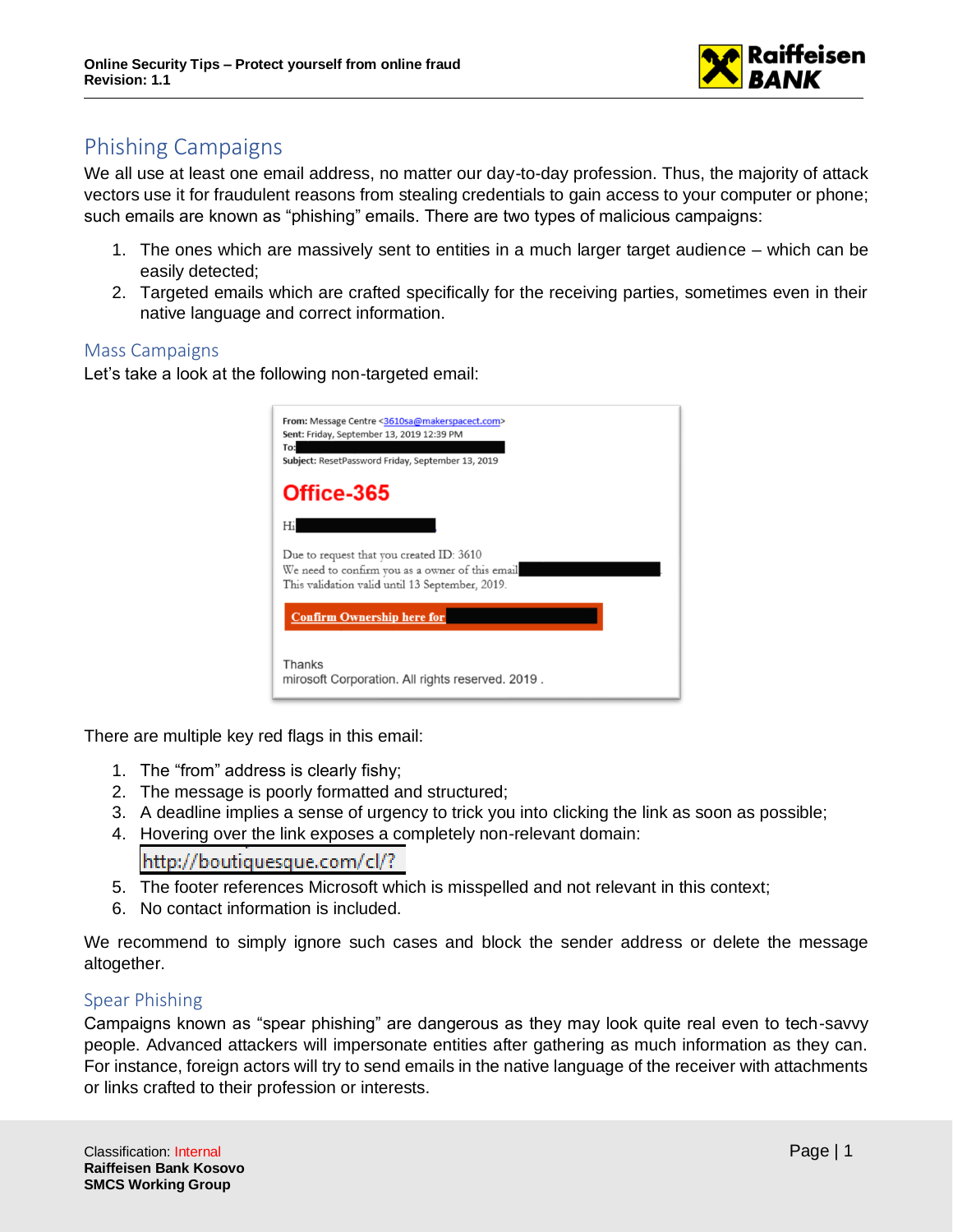## Phishing Campaigns

We all use at least one email address, no matter our day-to-day profession. Thus, the majority of attack vectors use it for fraudulent reasons from stealing credentials to gain access to your computer or phone; such emails are known as "phishing" emails. There are two types of malicious campaigns:

1. The ones which are massively sent to entities in a much larger target audience – which can be easily detected;
2. Targeted emails which are crafted specifically for the receiving parties, sometimes even in their native language and correct information.

### Mass Campaigns

Let's take a look at the following non-targeted email:

From: Message Centre <3610sa@makerspacect.com>
Sent: Friday, September 13, 2019 12:39 PM
To:
Subject: ResetPassword Friday, September 13, 2019

**Office-365**

Hi

Due to request that you created ID: 3610
We need to confirm you as a owner of this email
This validation valid until 13 September, 2019.

**Confirm Ownership here for**

Thanks
mirosoft Corporation. All rights reserved. 2019 .

There are multiple key red flags in this email:

1. The "from" address is clearly fishy;
2. The message is poorly formatted and structured;
3. A deadline implies a sense of urgency to trick you into clicking the link as soon as possible;
4. Hovering over the link exposes a completely non-relevant domain:
   http://boutiquesque.com/cl/?
5. The footer references Microsoft which is misspelled and not relevant in this context;
6. No contact information is included.

We recommend to simply ignore such cases and block the sender address or delete the message altogether.

### Spear Phishing

Campaigns known as "spear phishing" are dangerous as they may look quite real even to tech-savvy people. Advanced attackers will impersonate entities after gathering as much information as they can. For instance, foreign actors will try to send emails in the native language of the receiver with attachments or links crafted to their profession or interests.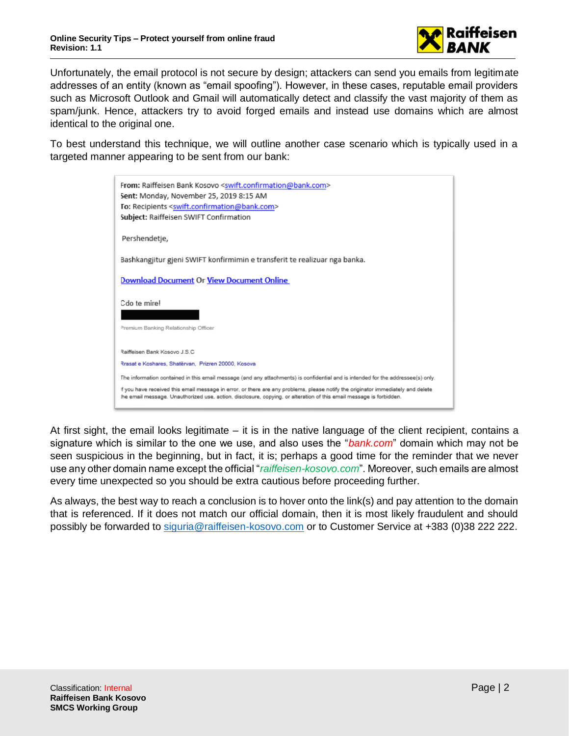Unfortunately, the email protocol is not secure by design; attackers can send you emails from legitimate addresses of an entity (known as "email spoofing"). However, in these cases, reputable email providers such as Microsoft Outlook and Gmail will automatically detect and classify the vast majority of them as spam/junk. Hence, attackers try to avoid forged emails and instead use domains which are almost identical to the original one.

To best understand this technique, we will outline another case scenario which is typically used in a targeted manner appearing to be sent from our bank:

> **From:** Raiffeisen Bank Kosovo <swift.confirmation@bank.com>
> **Sent:** Monday, November 25, 2019 8:15 AM
> **To:** Recipients <swift.confirmation@bank.com>
> **Subject:** Raiffeisen SWIFT Confirmation
>
> Pershendetje,
>
> Bashkangjitur gjeni SWIFT konfirmimin e transferit te realizuar nga banka.
>
> Download Document Or View Document Online
>
> Cdo te mire!
>
> Premium Banking Relationship Officer
>
> Raiffeisen Bank Kosovo J.S.C
>
> Rrasat e Koshares, Shatërvan, Prizren 20000, Kosova
>
> The information contained in this email message (and any attachments) is confidential and is intended for the addressee(s) only.
>
> If you have received this email message in error, or there are any problems, please notify the originator immediately and delete the email message. Unauthorized use, action, disclosure, copying, or alteration of this email message is forbidden.

At first sight, the email looks legitimate – it is in the native language of the client recipient, contains a signature which is similar to the one we use, and also uses the "*bank.com*" domain which may not be seen suspicious in the beginning, but in fact, it is; perhaps a good time for the reminder that we never use any other domain name except the official "*raiffeisen-kosovo.com*". Moreover, such emails are almost every time unexpected so you should be extra cautious before proceeding further.

As always, the best way to reach a conclusion is to hover onto the link(s) and pay attention to the domain that is referenced. If it does not match our official domain, then it is most likely fraudulent and should possibly be forwarded to siguria@raiffeisen-kosovo.com or to Customer Service at +383 (0)38 222 222.